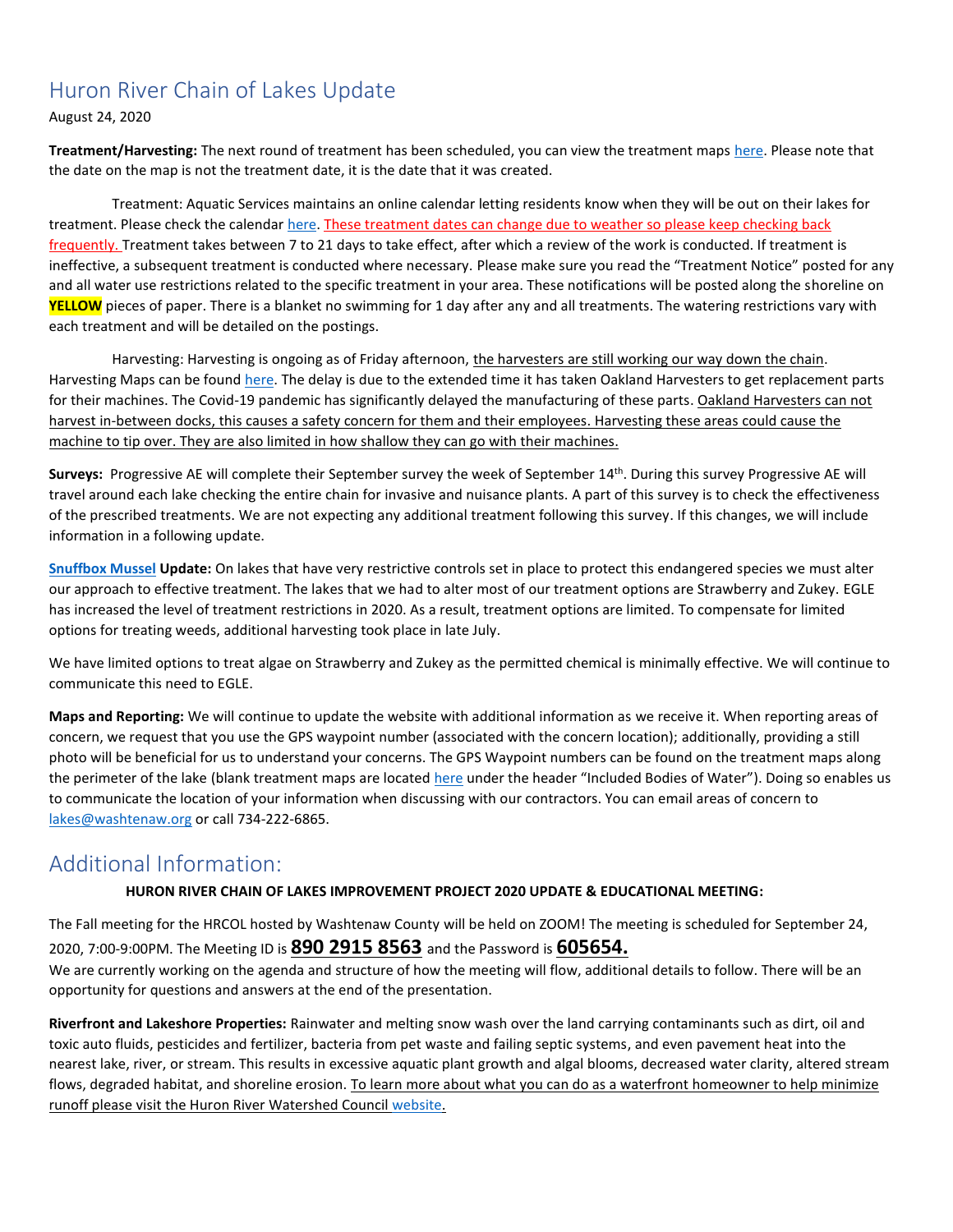# Huron River Chain of Lakes Update

August 24, 2020

**Treatment/Harvesting:** The next round of treatment has been scheduled, you can view the treatment maps here. Please note that the date on the map is not the treatment date, it is the date that it was created.

Treatment: Aquatic Services maintains an online calendar letting residents know when they will be out on their lakes for treatment. Please check the calendar here. These treatment dates can change due to weather so please keep checking back frequently. Treatment takes between 7 to 21 days to take effect, after which a review of the work is conducted. If treatment is ineffective, a subsequent treatment is conducted where necessary. Please make sure you read the "Treatment Notice" posted for any and all water use restrictions related to the specific treatment in your area. These notifications will be posted along the shoreline on **YELLOW** pieces of paper. There is a blanket no swimming for 1 day after any and all treatments. The watering restrictions vary with each treatment and will be detailed on the postings.

Harvesting: Harvesting is ongoing as of Friday afternoon, the harvesters are still working our way down the chain. Harvesting Maps can be found here. The delay is due to the extended time it has taken Oakland Harvesters to get replacement parts for their machines. The Covid-19 pandemic has significantly delayed the manufacturing of these parts. Oakland Harvesters can not harvest in-between docks, this causes a safety concern for them and their employees. Harvesting these areas could cause the machine to tip over. They are also limited in how shallow they can go with their machines.

**Surveys:** Progressive AE will complete their September survey the week of September 14th. During this survey Progressive AE will travel around each lake checking the entire chain for invasive and nuisance plants. A part of this survey is to check the effectiveness of the prescribed treatments. We are not expecting any additional treatment following this survey. If this changes, we will include information in a following update.

**Snuffbox Mussel Update:** On lakes that have very restrictive controls set in place to protect this endangered species we must alter our approach to effective treatment. The lakes that we had to alter most of our treatment options are Strawberry and Zukey. EGLE has increased the level of treatment restrictions in 2020. As a result, treatment options are limited. To compensate for limited options for treating weeds, additional harvesting took place in late July.

We have limited options to treat algae on Strawberry and Zukey as the permitted chemical is minimally effective. We will continue to communicate this need to EGLE.

**Maps and Reporting:** We will continue to update the website with additional information as we receive it. When reporting areas of concern, we request that you use the GPS waypoint number (associated with the concern location); additionally, providing a still photo will be beneficial for us to understand your concerns. The GPS Waypoint numbers can be found on the treatment maps along the perimeter of the lake (blank treatment maps are located here under the header "Included Bodies of Water"). Doing so enables us to communicate the location of your information when discussing with our contractors. You can email areas of concern to lakes@washtenaw.org or call 734-222-6865.

## Additional Information:

**HURON RIVER CHAIN OF LAKES IMPROVEMENT PROJECT 2020 UPDATE & EDUCATIONAL MEETING:**

The Fall meeting for the HRCOL hosted by Washtenaw County will be held on ZOOM! The meeting is scheduled for September 24, 2020, 7:00-9:00PM. The Meeting ID is **890 2915 8563** and the Password is **605654.**
We are currently working on the agenda and structure of how the meeting will flow, additional details to follow. There will be an opportunity for questions and answers at the end of the presentation.

**Riverfront and Lakeshore Properties:** Rainwater and melting snow wash over the land carrying contaminants such as dirt, oil and toxic auto fluids, pesticides and fertilizer, bacteria from pet waste and failing septic systems, and even pavement heat into the nearest lake, river, or stream. This results in excessive aquatic plant growth and algal blooms, decreased water clarity, altered stream flows, degraded habitat, and shoreline erosion. To learn more about what you can do as a waterfront homeowner to help minimize runoff please visit the Huron River Watershed Council website.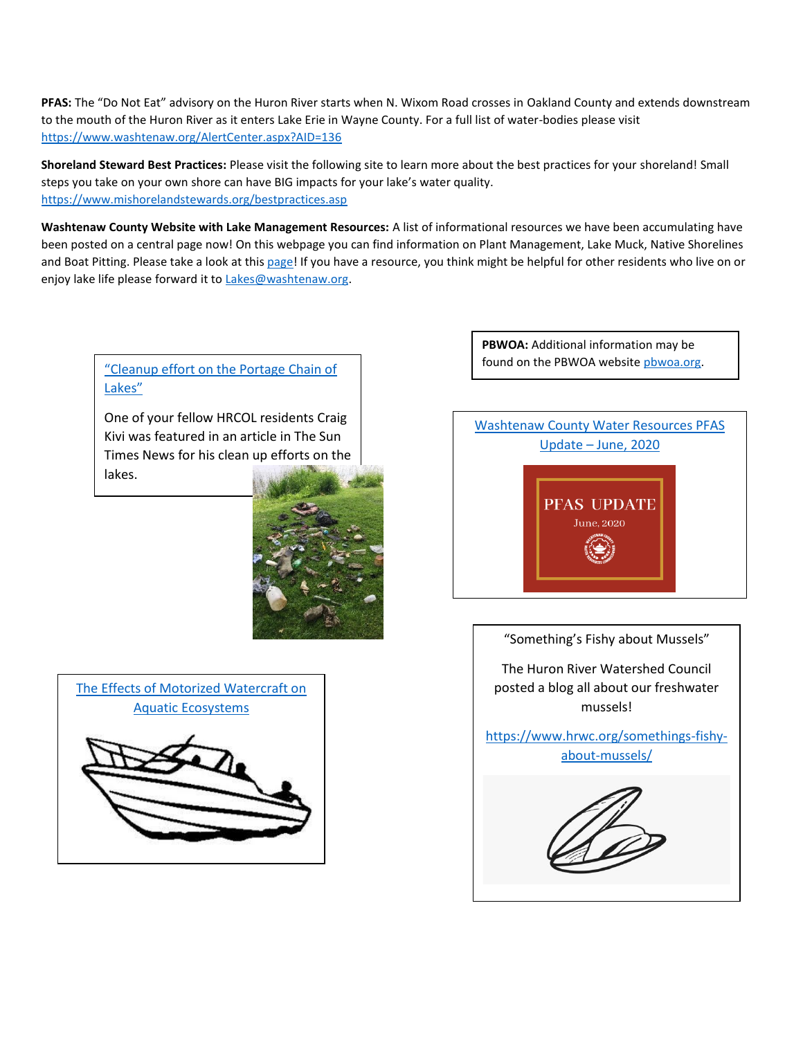**PFAS:** The "Do Not Eat" advisory on the Huron River starts when N. Wixom Road crosses in Oakland County and extends downstream to the mouth of the Huron River as it enters Lake Erie in Wayne County. For a full list of water-bodies please visit https://www.washtenaw.org/AlertCenter.aspx?AID=136

**Shoreland Steward Best Practices:** Please visit the following site to learn more about the best practices for your shoreland! Small steps you take on your own shore can have BIG impacts for your lake's water quality. https://www.mishorelandstewards.org/bestpractices.asp

**Washtenaw County Website with Lake Management Resources:** A list of informational resources we have been accumulating have been posted on a central page now! On this webpage you can find information on Plant Management, Lake Muck, Native Shorelines and Boat Pitting. Please take a look at this page! If you have a resource, you think might be helpful for other residents who live on or enjoy lake life please forward it to Lakes@washtenaw.org.

"Cleanup effort on the Portage Chain of Lakes"

One of your fellow HRCOL residents Craig Kivi was featured in an article in The Sun Times News for his clean up efforts on the lakes.

**PBWOA:** Additional information may be found on the PBWOA website pbwoa.org.

Washtenaw County Water Resources PFAS Update – June, 2020

The Effects of Motorized Watercraft on Aquatic Ecosystems

"Something's Fishy about Mussels"

The Huron River Watershed Council posted a blog all about our freshwater mussels!

https://www.hrwc.org/somethings-fishy-about-mussels/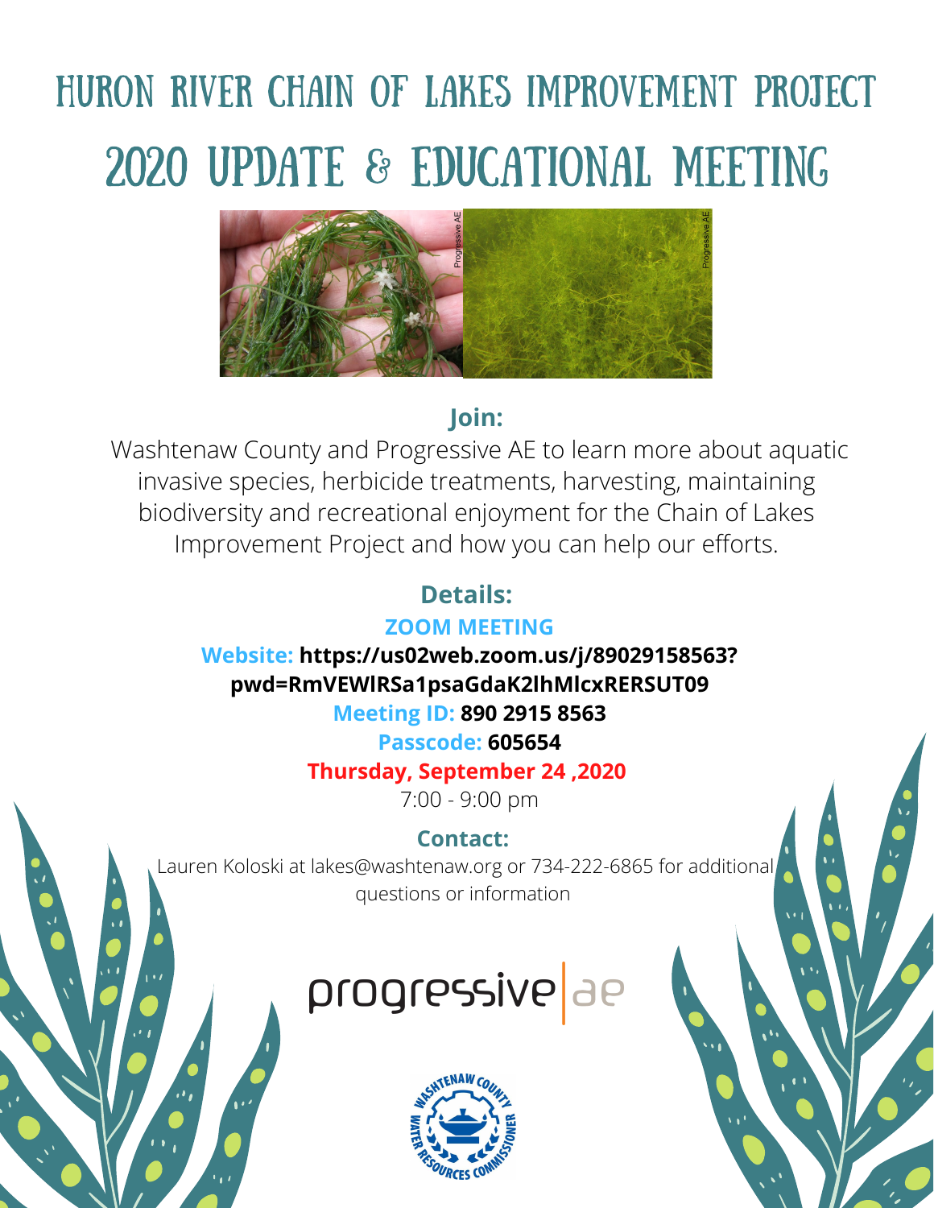# HURON RIVER CHAIN OF LAKES IMPROVEMENT PROJECT

## 2020 UPDATE & EDUCATIONAL MEETING

Progressive AE

Progressive AE

### Join:

Washtenaw County and Progressive AE to learn more about aquatic invasive species, herbicide treatments, harvesting, maintaining biodiversity and recreational enjoyment for the Chain of Lakes Improvement Project and how you can help our efforts.

### Details:

**ZOOM MEETING**

**Website: https://us02web.zoom.us/j/89029158563?pwd=RmVEWlRSa1psaGdaK2lhMlcxRERSUT09**

**Meeting ID: 890 2915 8563**

**Passcode: 605654**

**Thursday, September 24 ,2020**

7:00 - 9:00 pm

### Contact:

Lauren Koloski at lakes@washtenaw.org or 734-222-6865 for additional questions or information

progressive | ae

WASHTENAW COUNTY WATER RESOURCES COMMISSIONER